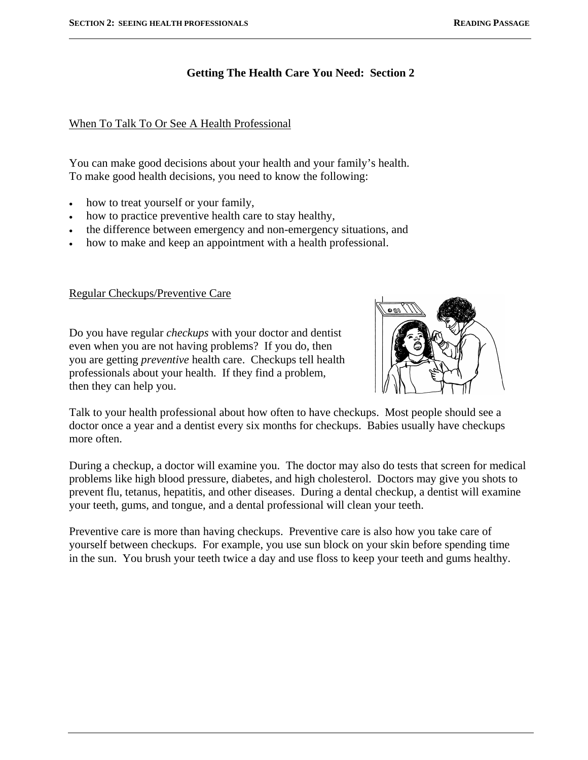# Getting The Health Care You Need: Section 2

## When To Talk To Or See A Health Professional

You can make good decisions about your health and your family's health. To make good health decisions, you need to know the following:

- how to treat yourself or your family,
- how to practice preventive health care to stay healthy,
- the difference between emergency and non-emergency situations, and
- how to make and keep an appointment with a health professional.

## Regular Checkups/Preventive Care

Do you have regular *checkups* with your doctor and dentist even when you are not having problems? If you do, then you are getting *preventive* health care. Checkups tell health professionals about your health. If they find a problem, then they can help you.

Talk to your health professional about how often to have checkups. Most people should see a doctor once a year and a dentist every six months for checkups. Babies usually have checkups more often.

During a checkup, a doctor will examine you. The doctor may also do tests that screen for medical problems like high blood pressure, diabetes, and high cholesterol. Doctors may give you shots to prevent flu, tetanus, hepatitis, and other diseases. During a dental checkup, a dentist will examine your teeth, gums, and tongue, and a dental professional will clean your teeth.

Preventive care is more than having checkups. Preventive care is also how you take care of yourself between checkups. For example, you use sun block on your skin before spending time in the sun. You brush your teeth twice a day and use floss to keep your teeth and gums healthy.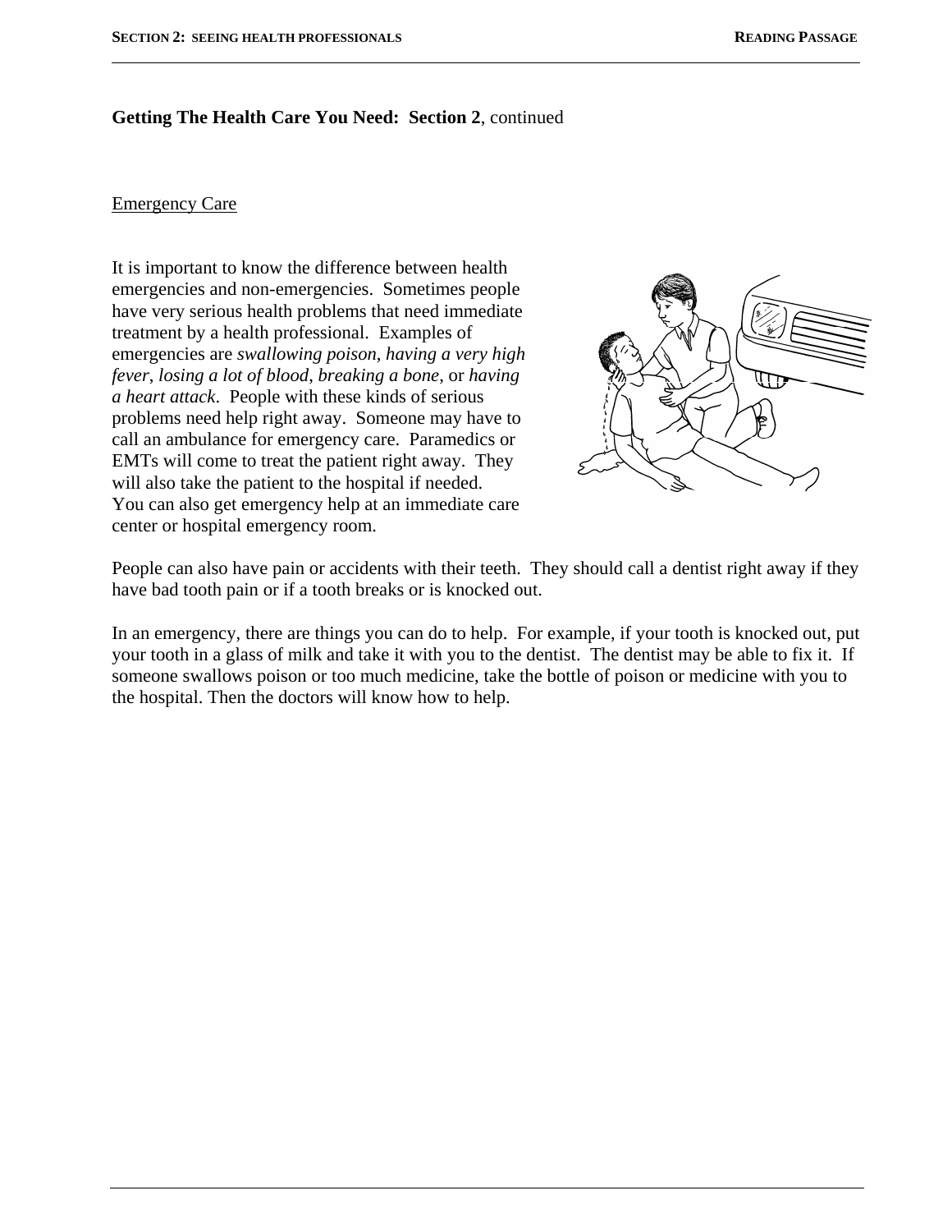**Getting The Health Care You Need: Section 2**, continued

Emergency Care

It is important to know the difference between health emergencies and non-emergencies. Sometimes people have very serious health problems that need immediate treatment by a health professional. Examples of emergencies are *swallowing poison*, *having a very high fever*, *losing a lot of blood*, *breaking a bone*, or *having a heart attack*. People with these kinds of serious problems need help right away. Someone may have to call an ambulance for emergency care. Paramedics or EMTs will come to treat the patient right away. They will also take the patient to the hospital if needed. You can also get emergency help at an immediate care center or hospital emergency room.

People can also have pain or accidents with their teeth. They should call a dentist right away if they have bad tooth pain or if a tooth breaks or is knocked out.

In an emergency, there are things you can do to help. For example, if your tooth is knocked out, put your tooth in a glass of milk and take it with you to the dentist. The dentist may be able to fix it. If someone swallows poison or too much medicine, take the bottle of poison or medicine with you to the hospital. Then the doctors will know how to help.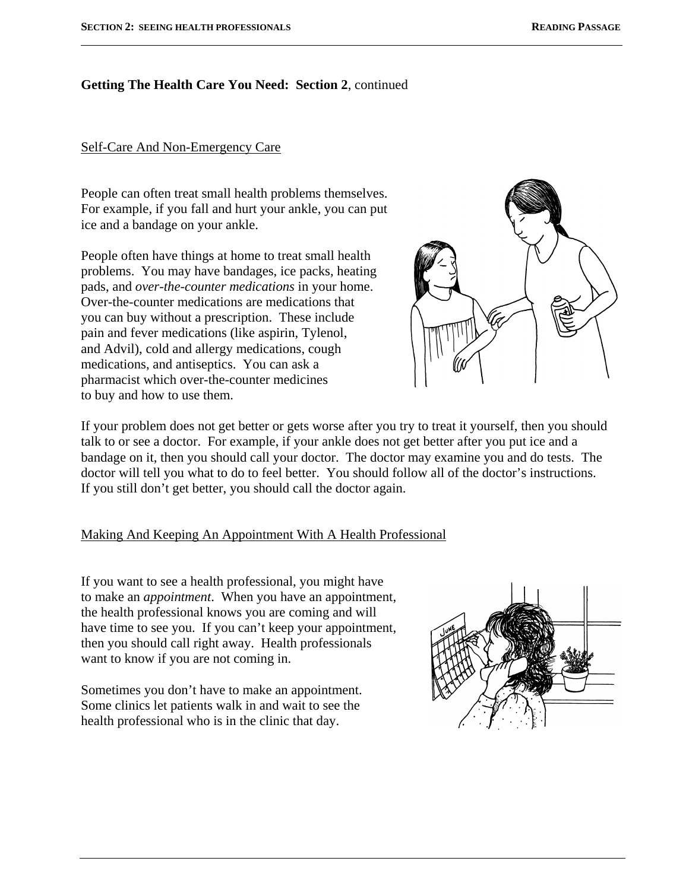**Getting The Health Care You Need: Section 2**, continued

## Self-Care And Non-Emergency Care

People can often treat small health problems themselves. For example, if you fall and hurt your ankle, you can put ice and a bandage on your ankle.

People often have things at home to treat small health problems. You may have bandages, ice packs, heating pads, and *over-the-counter medications* in your home. Over-the-counter medications are medications that you can buy without a prescription. These include pain and fever medications (like aspirin, Tylenol, and Advil), cold and allergy medications, cough medications, and antiseptics. You can ask a pharmacist which over-the-counter medicines to buy and how to use them.

If your problem does not get better or gets worse after you try to treat it yourself, then you should talk to or see a doctor. For example, if your ankle does not get better after you put ice and a bandage on it, then you should call your doctor. The doctor may examine you and do tests. The doctor will tell you what to do to feel better. You should follow all of the doctor's instructions. If you still don't get better, you should call the doctor again.

## Making And Keeping An Appointment With A Health Professional

If you want to see a health professional, you might have to make an *appointment*. When you have an appointment, the health professional knows you are coming and will have time to see you. If you can't keep your appointment, then you should call right away. Health professionals want to know if you are not coming in.

Sometimes you don't have to make an appointment. Some clinics let patients walk in and wait to see the health professional who is in the clinic that day.